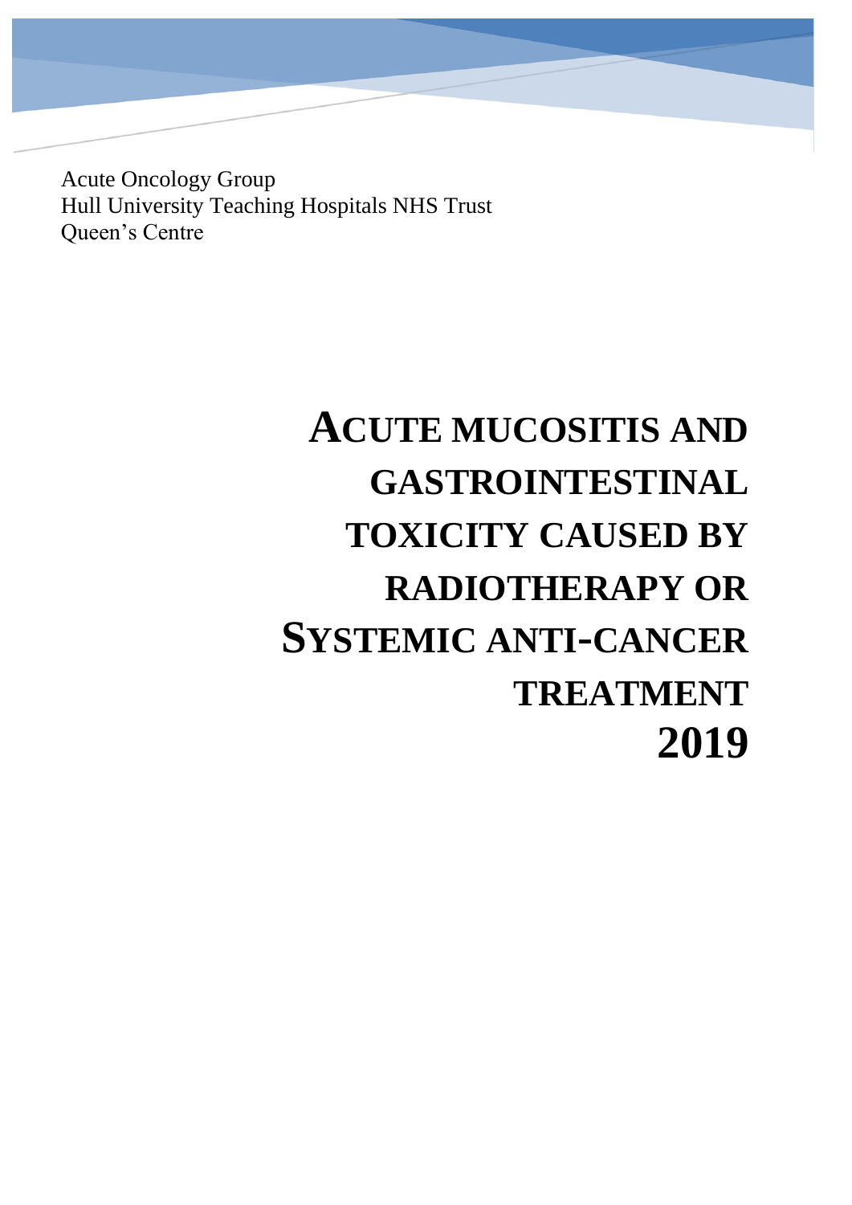Acute Oncology Group
Hull University Teaching Hospitals NHS Trust
Queen's Centre

# ACUTE MUCOSITIS AND GASTROINTESTINAL TOXICITY CAUSED BY RADIOTHERAPY OR SYSTEMIC ANTI-CANCER TREATMENT 2019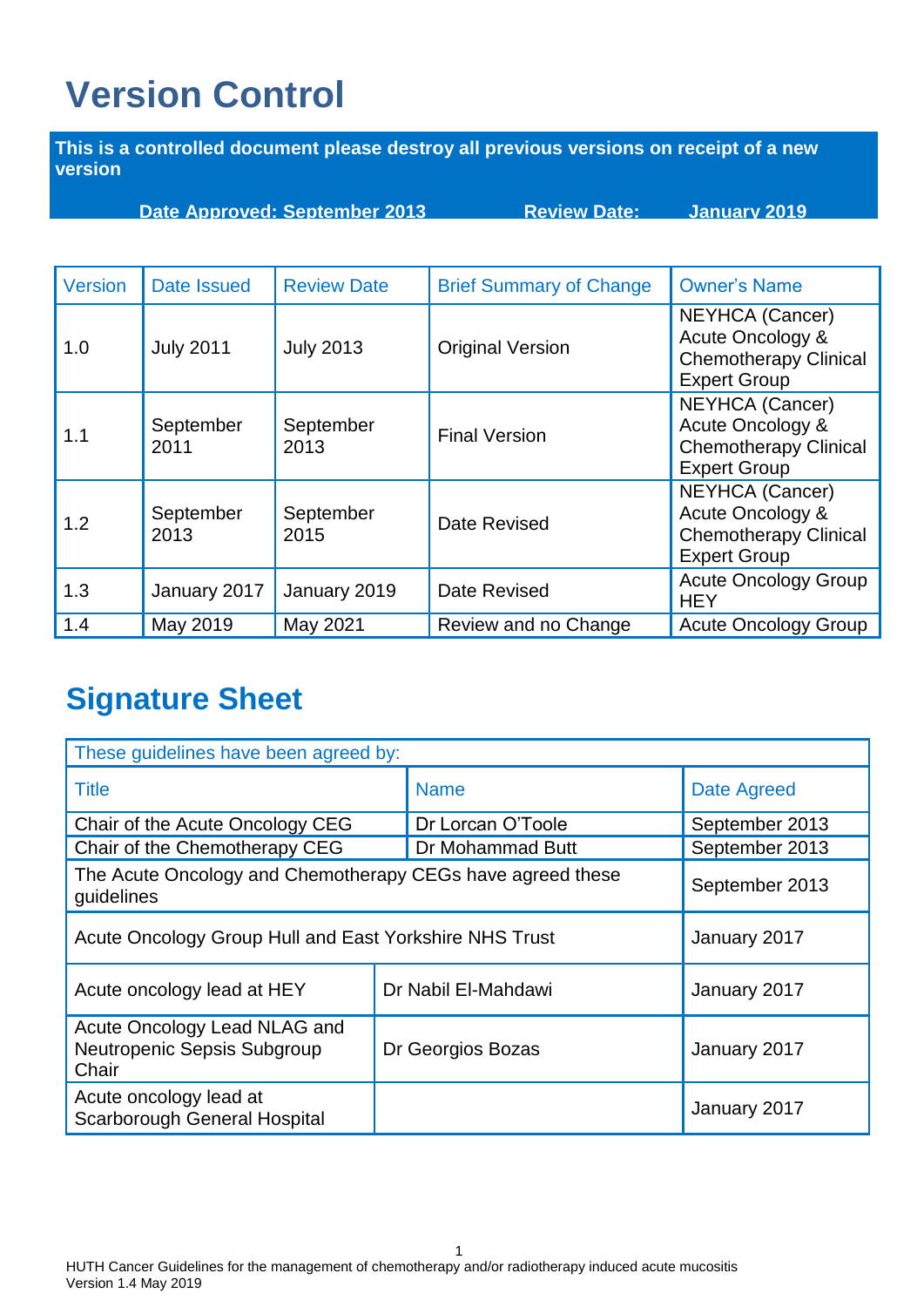# Version Control

**This is a controlled document please destroy all previous versions on receipt of a new version**

**Date Approved: September 2013** **Review Date: January 2019**

| Version | Date Issued | Review Date | Brief Summary of Change | Owner's Name |
|---|---|---|---|---|
| 1.0 | July 2011 | July 2013 | Original Version | NEYHCA (Cancer) Acute Oncology & Chemotherapy Clinical Expert Group |
| 1.1 | September 2011 | September 2013 | Final Version | NEYHCA (Cancer) Acute Oncology & Chemotherapy Clinical Expert Group |
| 1.2 | September 2013 | September 2015 | Date Revised | NEYHCA (Cancer) Acute Oncology & Chemotherapy Clinical Expert Group |
| 1.3 | January 2017 | January 2019 | Date Revised | Acute Oncology Group HEY |
| 1.4 | May 2019 | May 2021 | Review and no Change | Acute Oncology Group |

# Signature Sheet

| These guidelines have been agreed by: | | |
|---|---|---|
| Title | Name | Date Agreed |
| Chair of the Acute Oncology CEG | Dr Lorcan O'Toole | September 2013 |
| Chair of the Chemotherapy CEG | Dr Mohammad Butt | September 2013 |
| The Acute Oncology and Chemotherapy CEGs have agreed these guidelines | | September 2013 |
| Acute Oncology Group Hull and East Yorkshire NHS Trust | | January 2017 |
| Acute oncology lead at HEY | Dr Nabil El-Mahdawi | January 2017 |
| Acute Oncology Lead NLAG and Neutropenic Sepsis Subgroup Chair | Dr Georgios Bozas | January 2017 |
| Acute oncology lead at Scarborough General Hospital | | January 2017 |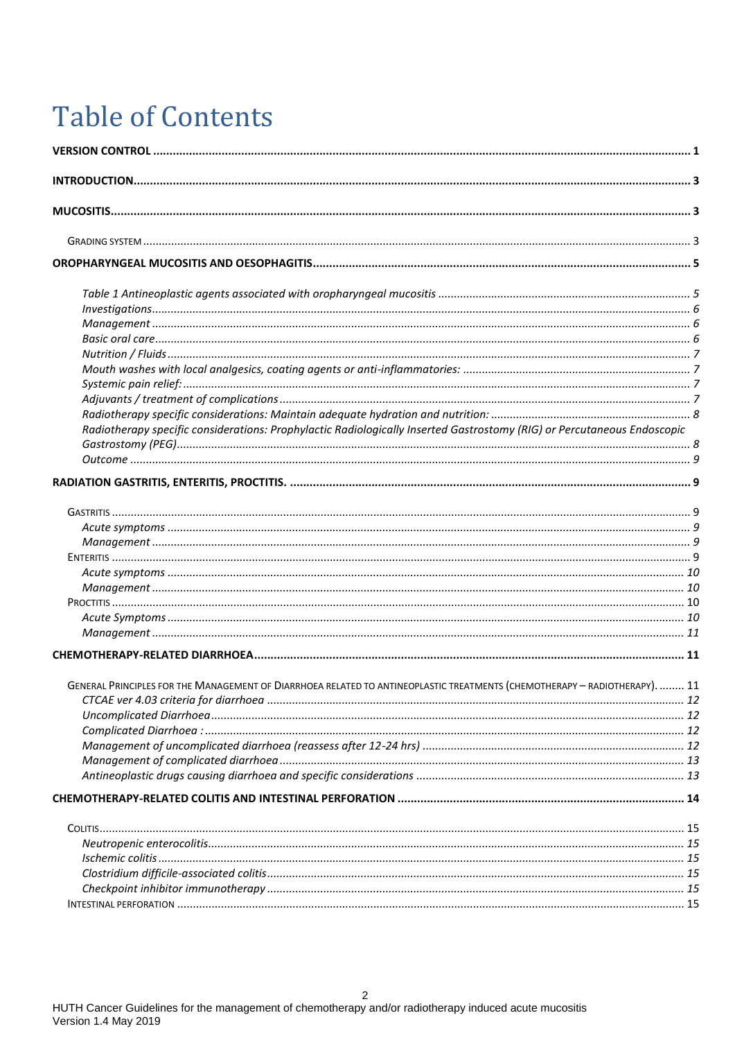# Table of Contents

**VERSION CONTROL** ..... 1

**INTRODUCTION** ..... 3

**MUCOSITIS** ..... 3

- GRADING SYSTEM ..... 3

**OROPHARYNGEAL MUCOSITIS AND OESOPHAGITIS** ..... 5

- *Table 1 Antineoplastic agents associated with oropharyngeal mucositis* ..... 5
- *Investigations* ..... 6
- *Management* ..... 6
- *Basic oral care* ..... 6
- *Nutrition / Fluids* ..... 7
- *Mouth washes with local analgesics, coating agents or anti-inflammatories:* ..... 7
- *Systemic pain relief:* ..... 7
- *Adjuvants / treatment of complications* ..... 7
- *Radiotherapy specific considerations: Maintain adequate hydration and nutrition:* ..... 8
- *Radiotherapy specific considerations: Prophylactic Radiologically Inserted Gastrostomy (RIG) or Percutaneous Endoscopic Gastrostomy (PEG)* ..... 8
- *Outcome* ..... 9

**RADIATION GASTRITIS, ENTERITIS, PROCTITIS.** ..... 9

- GASTRITIS ..... 9
  - *Acute symptoms* ..... 9
  - *Management* ..... 9
- ENTERITIS ..... 9
  - *Acute symptoms* ..... 10
  - *Management* ..... 10
- PROCTITIS ..... 10
  - *Acute Symptoms* ..... 10
  - *Management* ..... 11

**CHEMOTHERAPY-RELATED DIARRHOEA** ..... 11

- GENERAL PRINCIPLES FOR THE MANAGEMENT OF DIARRHOEA RELATED TO ANTINEOPLASTIC TREATMENTS (CHEMOTHERAPY – RADIOTHERAPY). ..... 11
  - *CTCAE ver 4.03 criteria for diarrhoea* ..... 12
  - *Uncomplicated Diarrhoea* ..... 12
  - *Complicated Diarrhoea :* ..... 12
  - *Management of uncomplicated diarrhoea (reassess after 12-24 hrs)* ..... 12
  - *Management of complicated diarrhoea* ..... 13
  - *Antineoplastic drugs causing diarrhoea and specific considerations* ..... 13

**CHEMOTHERAPY-RELATED COLITIS AND INTESTINAL PERFORATION** ..... 14

- COLITIS ..... 15
  - *Neutropenic enterocolitis* ..... 15
  - *Ischemic colitis* ..... 15
  - *Clostridium difficile-associated colitis* ..... 15
  - *Checkpoint inhibitor immunotherapy* ..... 15
- INTESTINAL PERFORATION ..... 15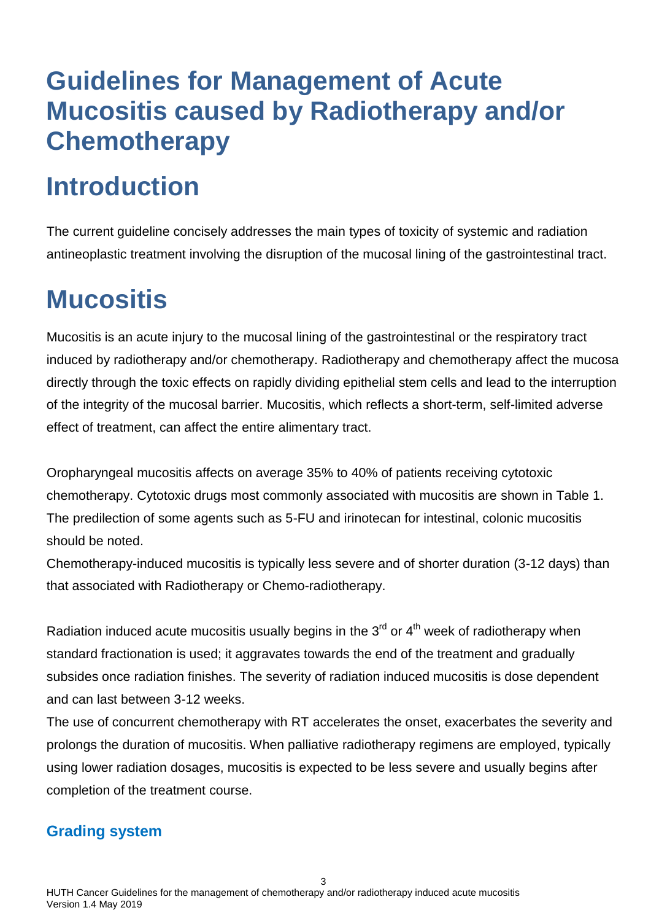# Guidelines for Management of Acute Mucositis caused by Radiotherapy and/or Chemotherapy

# Introduction

The current guideline concisely addresses the main types of toxicity of systemic and radiation antineoplastic treatment involving the disruption of the mucosal lining of the gastrointestinal tract.

# Mucositis

Mucositis is an acute injury to the mucosal lining of the gastrointestinal or the respiratory tract induced by radiotherapy and/or chemotherapy. Radiotherapy and chemotherapy affect the mucosa directly through the toxic effects on rapidly dividing epithelial stem cells and lead to the interruption of the integrity of the mucosal barrier. Mucositis, which reflects a short-term, self-limited adverse effect of treatment, can affect the entire alimentary tract.

Oropharyngeal mucositis affects on average 35% to 40% of patients receiving cytotoxic chemotherapy. Cytotoxic drugs most commonly associated with mucositis are shown in Table 1. The predilection of some agents such as 5-FU and irinotecan for intestinal, colonic mucositis should be noted.

Chemotherapy-induced mucositis is typically less severe and of shorter duration (3-12 days) than that associated with Radiotherapy or Chemo-radiotherapy.

Radiation induced acute mucositis usually begins in the 3rd or 4th week of radiotherapy when standard fractionation is used; it aggravates towards the end of the treatment and gradually subsides once radiation finishes. The severity of radiation induced mucositis is dose dependent and can last between 3-12 weeks.

The use of concurrent chemotherapy with RT accelerates the onset, exacerbates the severity and prolongs the duration of mucositis. When palliative radiotherapy regimens are employed, typically using lower radiation dosages, mucositis is expected to be less severe and usually begins after completion of the treatment course.

### Grading system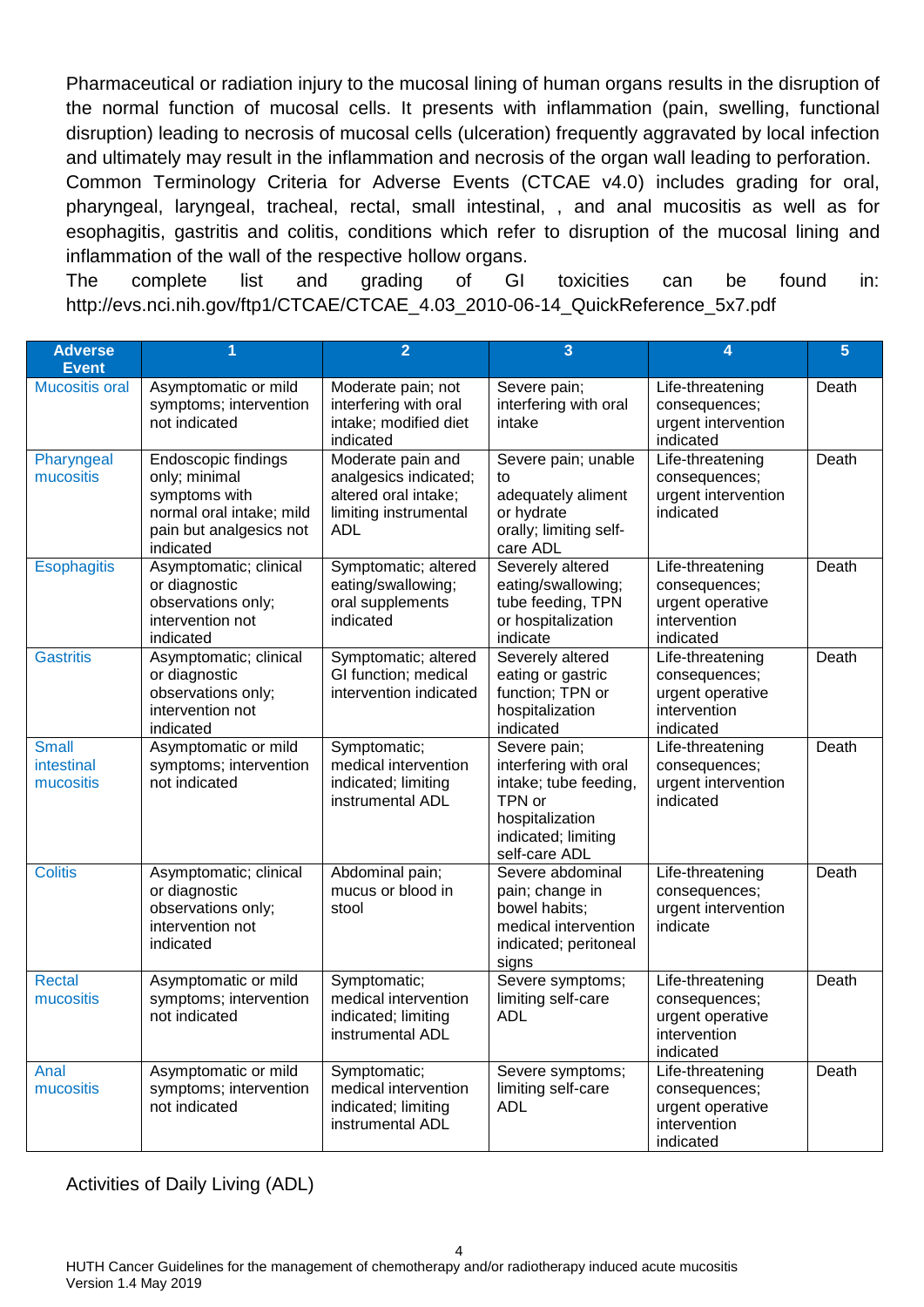Pharmaceutical or radiation injury to the mucosal lining of human organs results in the disruption of the normal function of mucosal cells. It presents with inflammation (pain, swelling, functional disruption) leading to necrosis of mucosal cells (ulceration) frequently aggravated by local infection and ultimately may result in the inflammation and necrosis of the organ wall leading to perforation.
Common Terminology Criteria for Adverse Events (CTCAE v4.0) includes grading for oral, pharyngeal, laryngeal, tracheal, rectal, small intestinal, , and anal mucositis as well as for esophagitis, gastritis and colitis, conditions which refer to disruption of the mucosal lining and inflammation of the wall of the respective hollow organs.
The complete list and grading of GI toxicities can be found in: http://evs.nci.nih.gov/ftp1/CTCAE/CTCAE_4.03_2010-06-14_QuickReference_5x7.pdf

| Adverse Event | 1 | 2 | 3 | 4 | 5 |
|---|---|---|---|---|---|
| Mucositis oral | Asymptomatic or mild symptoms; intervention not indicated | Moderate pain; not interfering with oral intake; modified diet indicated | Severe pain; interfering with oral intake | Life-threatening consequences; urgent intervention indicated | Death |
| Pharyngeal mucositis | Endoscopic findings only; minimal symptoms with normal oral intake; mild pain but analgesics not indicated | Moderate pain and analgesics indicated; altered oral intake; limiting instrumental ADL | Severe pain; unable to adequately aliment or hydrate orally; limiting self-care ADL | Life-threatening consequences; urgent intervention indicated | Death |
| Esophagitis | Asymptomatic; clinical or diagnostic observations only; intervention not indicated | Symptomatic; altered eating/swallowing; oral supplements indicated | Severely altered eating/swallowing; tube feeding, TPN or hospitalization indicate | Life-threatening consequences; urgent operative intervention indicated | Death |
| Gastritis | Asymptomatic; clinical or diagnostic observations only; intervention not indicated | Symptomatic; altered GI function; medical intervention indicated | Severely altered eating or gastric function; TPN or hospitalization indicated | Life-threatening consequences; urgent operative intervention indicated | Death |
| Small intestinal mucositis | Asymptomatic or mild symptoms; intervention not indicated | Symptomatic; medical intervention indicated; limiting instrumental ADL | Severe pain; interfering with oral intake; tube feeding, TPN or hospitalization indicated; limiting self-care ADL | Life-threatening consequences; urgent intervention indicated | Death |
| Colitis | Asymptomatic; clinical or diagnostic observations only; intervention not indicated | Abdominal pain; mucus or blood in stool | Severe abdominal pain; change in bowel habits; medical intervention indicated; peritoneal signs | Life-threatening consequences; urgent intervention indicate | Death |
| Rectal mucositis | Asymptomatic or mild symptoms; intervention not indicated | Symptomatic; medical intervention indicated; limiting instrumental ADL | Severe symptoms; limiting self-care ADL | Life-threatening consequences; urgent operative intervention indicated | Death |
| Anal mucositis | Asymptomatic or mild symptoms; intervention not indicated | Symptomatic; medical intervention indicated; limiting instrumental ADL | Severe symptoms; limiting self-care ADL | Life-threatening consequences; urgent operative intervention indicated | Death |

Activities of Daily Living (ADL)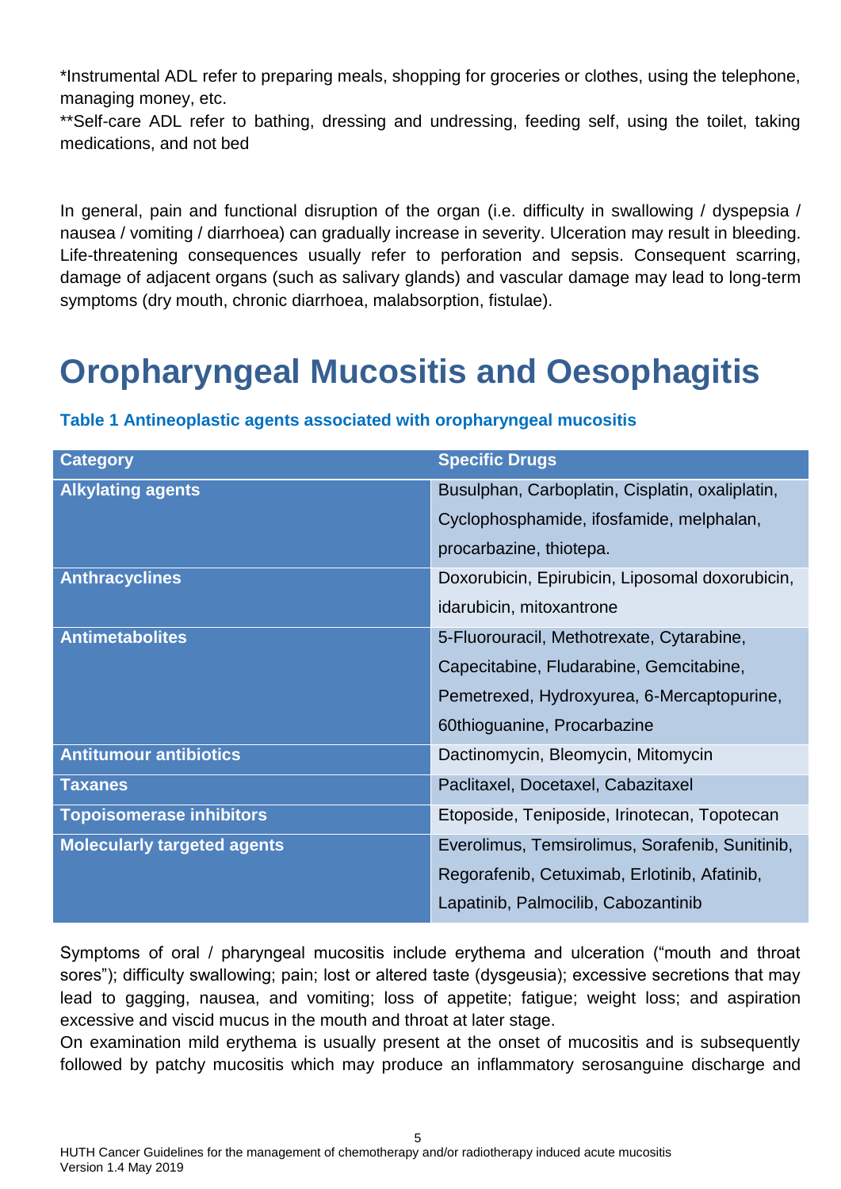*Instrumental ADL refer to preparing meals, shopping for groceries or clothes, using the telephone, managing money, etc.

**Self-care ADL refer to bathing, dressing and undressing, feeding self, using the toilet, taking medications, and not bed

In general, pain and functional disruption of the organ (i.e. difficulty in swallowing / dyspepsia / nausea / vomiting / diarrhoea) can gradually increase in severity. Ulceration may result in bleeding. Life-threatening consequences usually refer to perforation and sepsis. Consequent scarring, damage of adjacent organs (such as salivary glands) and vascular damage may lead to long-term symptoms (dry mouth, chronic diarrhoea, malabsorption, fistulae).

# Oropharyngeal Mucositis and Oesophagitis

**Table 1 Antineoplastic agents associated with oropharyngeal mucositis**

| Category | Specific Drugs |
|---|---|
| **Alkylating agents** | Busulphan, Carboplatin, Cisplatin, oxaliplatin, Cyclophosphamide, ifosfamide, melphalan, procarbazine, thiotepa. |
| **Anthracyclines** | Doxorubicin, Epirubicin, Liposomal doxorubicin, idarubicin, mitoxantrone |
| **Antimetabolites** | 5-Fluorouracil, Methotrexate, Cytarabine, Capecitabine, Fludarabine, Gemcitabine, Pemetrexed, Hydroxyurea, 6-Mercaptopurine, 60thioguanine, Procarbazine |
| **Antitumour antibiotics** | Dactinomycin, Bleomycin, Mitomycin |
| **Taxanes** | Paclitaxel, Docetaxel, Cabazitaxel |
| **Topoisomerase inhibitors** | Etoposide, Teniposide, Irinotecan, Topotecan |
| **Molecularly targeted agents** | Everolimus, Temsirolimus, Sorafenib, Sunitinib, Regorafenib, Cetuximab, Erlotinib, Afatinib, Lapatinib, Palmocilib, Cabozantinib |

Symptoms of oral / pharyngeal mucositis include erythema and ulceration ("mouth and throat sores"); difficulty swallowing; pain; lost or altered taste (dysgeusia); excessive secretions that may lead to gagging, nausea, and vomiting; loss of appetite; fatigue; weight loss; and aspiration excessive and viscid mucus in the mouth and throat at later stage.

On examination mild erythema is usually present at the onset of mucositis and is subsequently followed by patchy mucositis which may produce an inflammatory serosanguine discharge and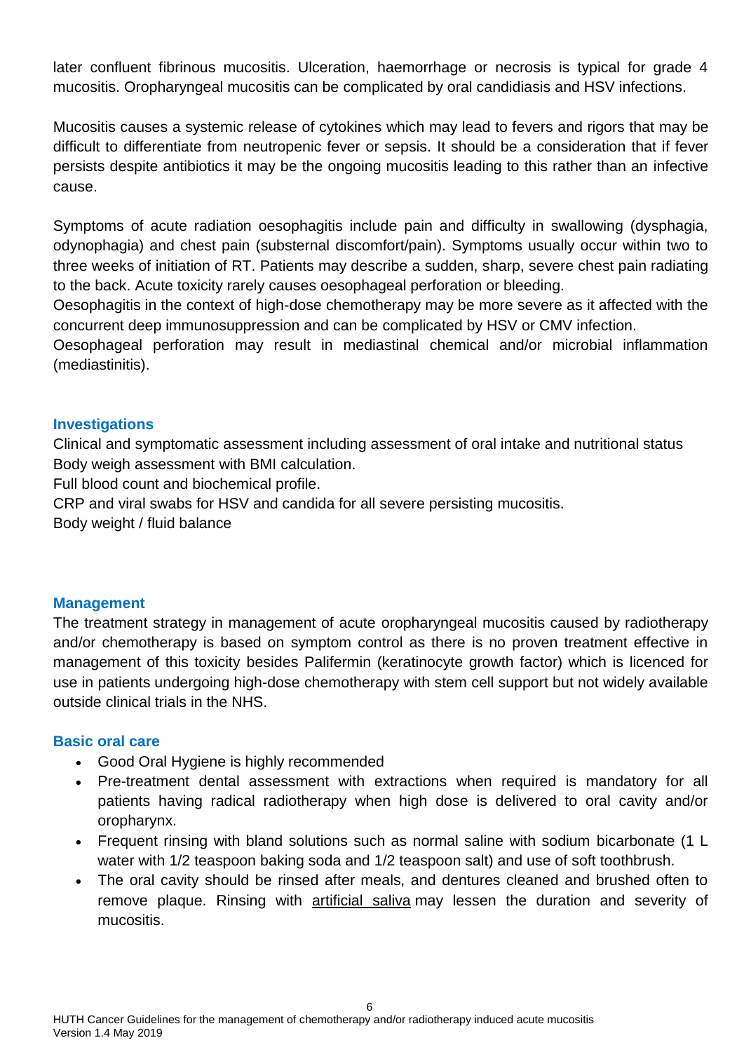later confluent fibrinous mucositis. Ulceration, haemorrhage or necrosis is typical for grade 4 mucositis. Oropharyngeal mucositis can be complicated by oral candidiasis and HSV infections.

Mucositis causes a systemic release of cytokines which may lead to fevers and rigors that may be difficult to differentiate from neutropenic fever or sepsis. It should be a consideration that if fever persists despite antibiotics it may be the ongoing mucositis leading to this rather than an infective cause.

Symptoms of acute radiation oesophagitis include pain and difficulty in swallowing (dysphagia, odynophagia) and chest pain (substernal discomfort/pain). Symptoms usually occur within two to three weeks of initiation of RT. Patients may describe a sudden, sharp, severe chest pain radiating to the back. Acute toxicity rarely causes oesophageal perforation or bleeding.
Oesophagitis in the context of high-dose chemotherapy may be more severe as it affected with the concurrent deep immunosuppression and can be complicated by HSV or CMV infection.
Oesophageal perforation may result in mediastinal chemical and/or microbial inflammation (mediastinitis).

## Investigations

Clinical and symptomatic assessment including assessment of oral intake and nutritional status
Body weigh assessment with BMI calculation.
Full blood count and biochemical profile.
CRP and viral swabs for HSV and candida for all severe persisting mucositis.
Body weight / fluid balance

## Management

The treatment strategy in management of acute oropharyngeal mucositis caused by radiotherapy and/or chemotherapy is based on symptom control as there is no proven treatment effective in management of this toxicity besides Palifermin (keratinocyte growth factor) which is licenced for use in patients undergoing high-dose chemotherapy with stem cell support but not widely available outside clinical trials in the NHS.

## Basic oral care

- Good Oral Hygiene is highly recommended
- Pre-treatment dental assessment with extractions when required is mandatory for all patients having radical radiotherapy when high dose is delivered to oral cavity and/or oropharynx.
- Frequent rinsing with bland solutions such as normal saline with sodium bicarbonate (1 L water with 1/2 teaspoon baking soda and 1/2 teaspoon salt) and use of soft toothbrush.
- The oral cavity should be rinsed after meals, and dentures cleaned and brushed often to remove plaque. Rinsing with artificial saliva may lessen the duration and severity of mucositis.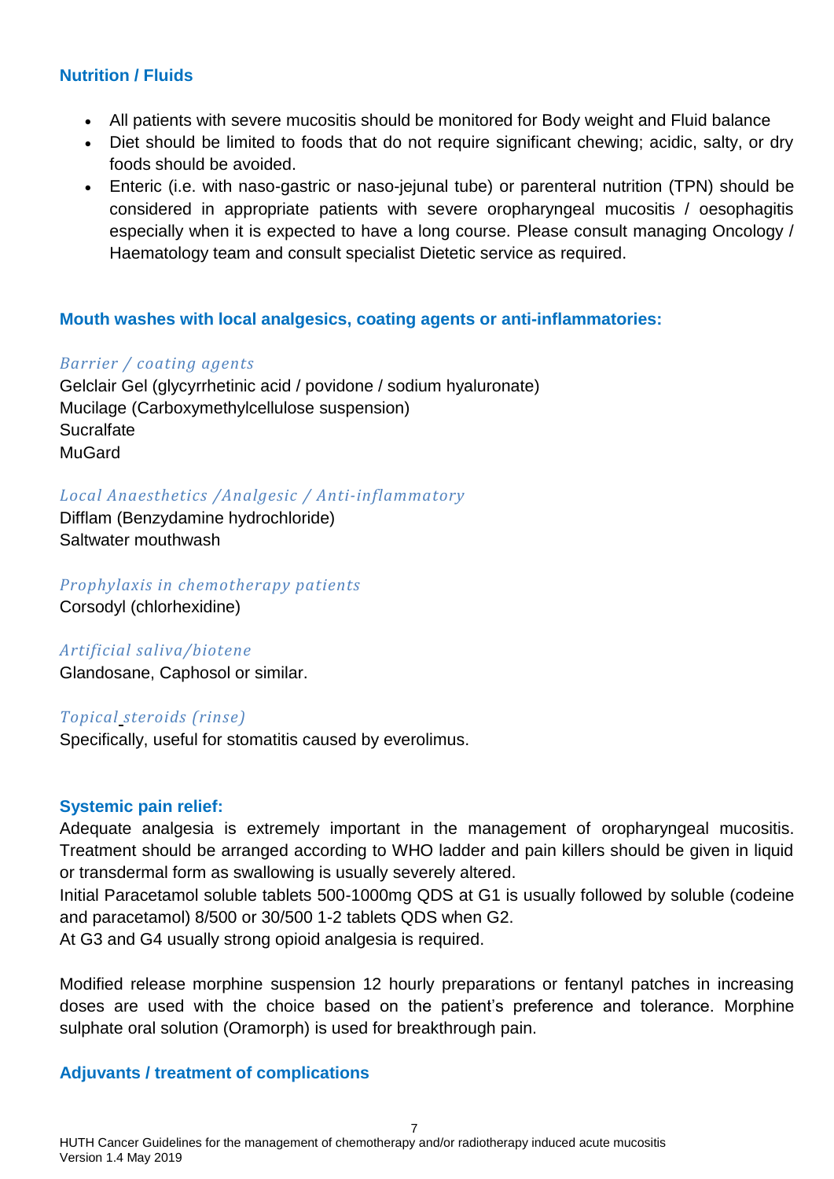### Nutrition / Fluids

- All patients with severe mucositis should be monitored for Body weight and Fluid balance
- Diet should be limited to foods that do not require significant chewing; acidic, salty, or dry foods should be avoided.
- Enteric (i.e. with naso-gastric or naso-jejunal tube) or parenteral nutrition (TPN) should be considered in appropriate patients with severe oropharyngeal mucositis / oesophagitis especially when it is expected to have a long course. Please consult managing Oncology / Haematology team and consult specialist Dietetic service as required.

### Mouth washes with local analgesics, coating agents or anti-inflammatories:

*Barrier / coating agents*

Gelclair Gel (glycyrrhetinic acid / povidone / sodium hyaluronate)
Mucilage (Carboxymethylcellulose suspension)
Sucralfate
MuGard

*Local Anaesthetics /Analgesic / Anti-inflammatory*

Difflam (Benzydamine hydrochloride)
Saltwater mouthwash

*Prophylaxis in chemotherapy patients*

Corsodyl (chlorhexidine)

*Artificial saliva/biotene*

Glandosane, Caphosol or similar.

*Topical steroids (rinse)*

Specifically, useful for stomatitis caused by everolimus.

### Systemic pain relief:

Adequate analgesia is extremely important in the management of oropharyngeal mucositis. Treatment should be arranged according to WHO ladder and pain killers should be given in liquid or transdermal form as swallowing is usually severely altered.
Initial Paracetamol soluble tablets 500-1000mg QDS at G1 is usually followed by soluble (codeine and paracetamol) 8/500 or 30/500 1-2 tablets QDS when G2.
At G3 and G4 usually strong opioid analgesia is required.

Modified release morphine suspension 12 hourly preparations or fentanyl patches in increasing doses are used with the choice based on the patient's preference and tolerance. Morphine sulphate oral solution (Oramorph) is used for breakthrough pain.

### Adjuvants / treatment of complications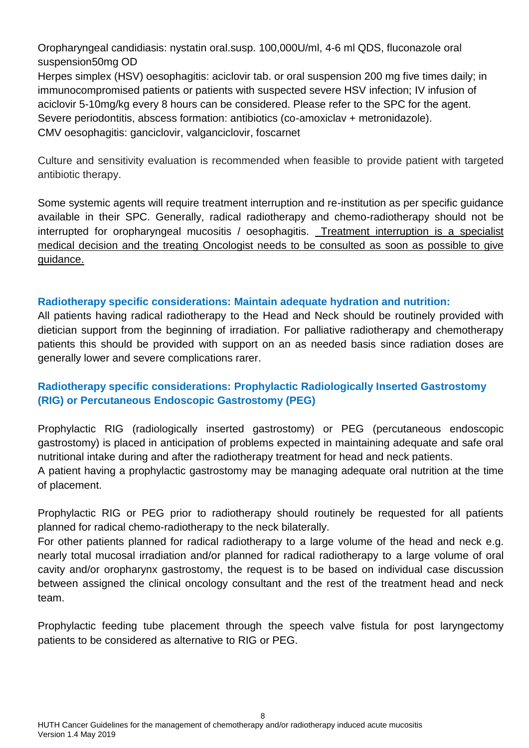Oropharyngeal candidiasis: nystatin oral.susp. 100,000U/ml, 4-6 ml QDS, fluconazole oral suspension50mg OD

Herpes simplex (HSV) oesophagitis: aciclovir tab. or oral suspension 200 mg five times daily; in immunocompromised patients or patients with suspected severe HSV infection; IV infusion of aciclovir 5-10mg/kg every 8 hours can be considered. Please refer to the SPC for the agent.

Severe periodontitis, abscess formation: antibiotics (co-amoxiclav + metronidazole).

CMV oesophagitis: ganciclovir, valganciclovir, foscarnet

Culture and sensitivity evaluation is recommended when feasible to provide patient with targeted antibiotic therapy.

Some systemic agents will require treatment interruption and re-institution as per specific guidance available in their SPC. Generally, radical radiotherapy and chemo-radiotherapy should not be interrupted for oropharyngeal mucositis / oesophagitis. Treatment interruption is a specialist medical decision and the treating Oncologist needs to be consulted as soon as possible to give guidance.

### Radiotherapy specific considerations: Maintain adequate hydration and nutrition:

All patients having radical radiotherapy to the Head and Neck should be routinely provided with dietician support from the beginning of irradiation. For palliative radiotherapy and chemotherapy patients this should be provided with support on an as needed basis since radiation doses are generally lower and severe complications rarer.

### Radiotherapy specific considerations: Prophylactic Radiologically Inserted Gastrostomy (RIG) or Percutaneous Endoscopic Gastrostomy (PEG)

Prophylactic RIG (radiologically inserted gastrostomy) or PEG (percutaneous endoscopic gastrostomy) is placed in anticipation of problems expected in maintaining adequate and safe oral nutritional intake during and after the radiotherapy treatment for head and neck patients.

A patient having a prophylactic gastrostomy may be managing adequate oral nutrition at the time of placement.

Prophylactic RIG or PEG prior to radiotherapy should routinely be requested for all patients planned for radical chemo-radiotherapy to the neck bilaterally.

For other patients planned for radical radiotherapy to a large volume of the head and neck e.g. nearly total mucosal irradiation and/or planned for radical radiotherapy to a large volume of oral cavity and/or oropharynx gastrostomy, the request is to be based on individual case discussion between assigned the clinical oncology consultant and the rest of the treatment head and neck team.

Prophylactic feeding tube placement through the speech valve fistula for post laryngectomy patients to be considered as alternative to RIG or PEG.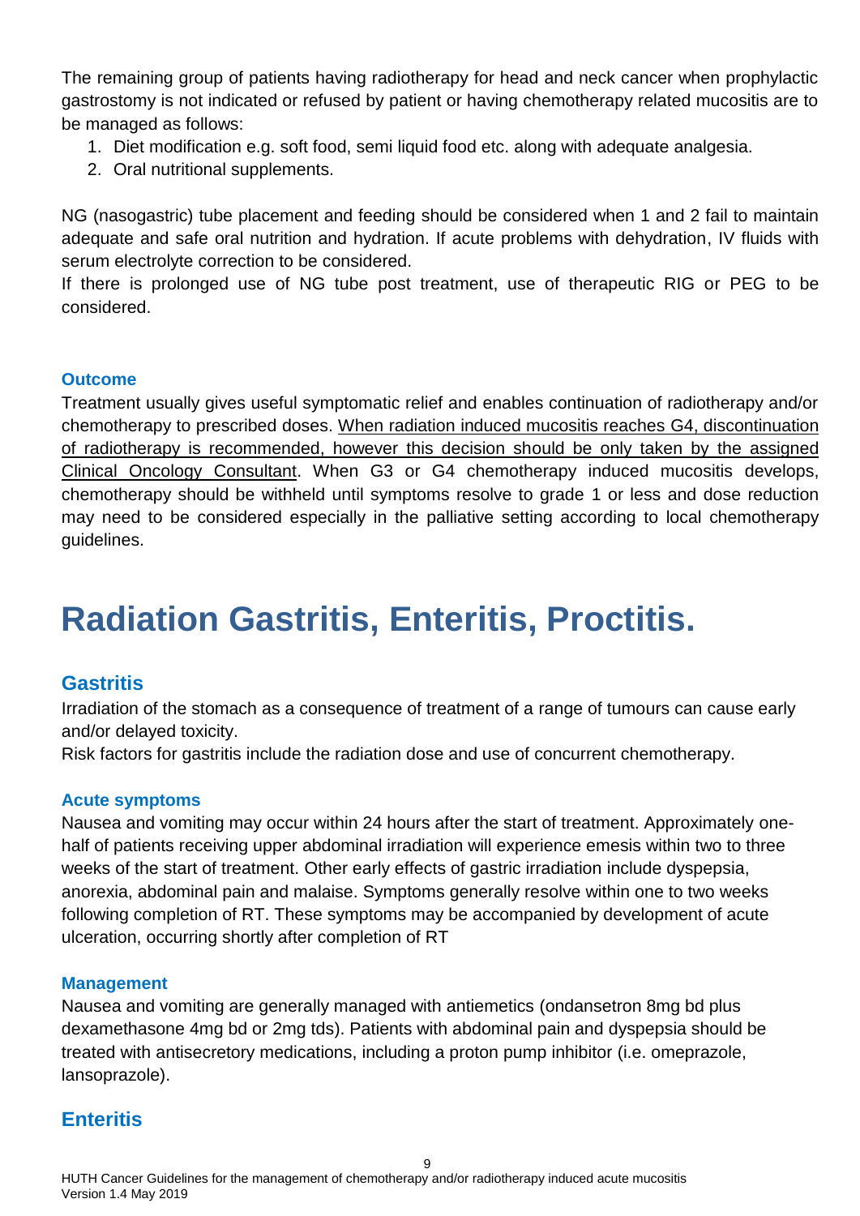The remaining group of patients having radiotherapy for head and neck cancer when prophylactic gastrostomy is not indicated or refused by patient or having chemotherapy related mucositis are to be managed as follows:

1. Diet modification e.g. soft food, semi liquid food etc. along with adequate analgesia.
2. Oral nutritional supplements.

NG (nasogastric) tube placement and feeding should be considered when 1 and 2 fail to maintain adequate and safe oral nutrition and hydration. If acute problems with dehydration, IV fluids with serum electrolyte correction to be considered.
If there is prolonged use of NG tube post treatment, use of therapeutic RIG or PEG to be considered.

### Outcome

Treatment usually gives useful symptomatic relief and enables continuation of radiotherapy and/or chemotherapy to prescribed doses. <u>When radiation induced mucositis reaches G4, discontinuation of radiotherapy is recommended, however this decision should be only taken by the assigned Clinical Oncology Consultant</u>. When G3 or G4 chemotherapy induced mucositis develops, chemotherapy should be withheld until symptoms resolve to grade 1 or less and dose reduction may need to be considered especially in the palliative setting according to local chemotherapy guidelines.

# Radiation Gastritis, Enteritis, Proctitis.

## Gastritis

Irradiation of the stomach as a consequence of treatment of a range of tumours can cause early and/or delayed toxicity.
Risk factors for gastritis include the radiation dose and use of concurrent chemotherapy.

### Acute symptoms

Nausea and vomiting may occur within 24 hours after the start of treatment. Approximately one-half of patients receiving upper abdominal irradiation will experience emesis within two to three weeks of the start of treatment. Other early effects of gastric irradiation include dyspepsia, anorexia, abdominal pain and malaise. Symptoms generally resolve within one to two weeks following completion of RT. These symptoms may be accompanied by development of acute ulceration, occurring shortly after completion of RT

### Management

Nausea and vomiting are generally managed with antiemetics (ondansetron 8mg bd plus dexamethasone 4mg bd or 2mg tds). Patients with abdominal pain and dyspepsia should be treated with antisecretory medications, including a proton pump inhibitor (i.e. omeprazole, lansoprazole).

## Enteritis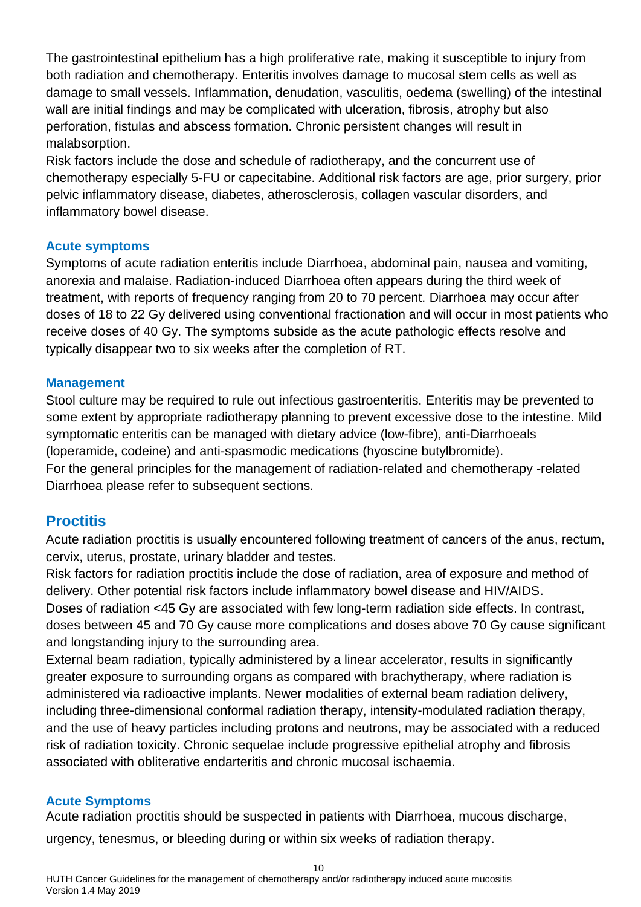The gastrointestinal epithelium has a high proliferative rate, making it susceptible to injury from both radiation and chemotherapy. Enteritis involves damage to mucosal stem cells as well as damage to small vessels. Inflammation, denudation, vasculitis, oedema (swelling) of the intestinal wall are initial findings and may be complicated with ulceration, fibrosis, atrophy but also perforation, fistulas and abscess formation. Chronic persistent changes will result in malabsorption.

Risk factors include the dose and schedule of radiotherapy, and the concurrent use of chemotherapy especially 5-FU or capecitabine. Additional risk factors are age, prior surgery, prior pelvic inflammatory disease, diabetes, atherosclerosis, collagen vascular disorders, and inflammatory bowel disease.

### Acute symptoms

Symptoms of acute radiation enteritis include Diarrhoea, abdominal pain, nausea and vomiting, anorexia and malaise. Radiation-induced Diarrhoea often appears during the third week of treatment, with reports of frequency ranging from 20 to 70 percent. Diarrhoea may occur after doses of 18 to 22 Gy delivered using conventional fractionation and will occur in most patients who receive doses of 40 Gy. The symptoms subside as the acute pathologic effects resolve and typically disappear two to six weeks after the completion of RT.

### Management

Stool culture may be required to rule out infectious gastroenteritis. Enteritis may be prevented to some extent by appropriate radiotherapy planning to prevent excessive dose to the intestine. Mild symptomatic enteritis can be managed with dietary advice (low-fibre), anti-Diarrhoeals (loperamide, codeine) and anti-spasmodic medications (hyoscine butylbromide).

For the general principles for the management of radiation-related and chemotherapy -related Diarrhoea please refer to subsequent sections.

## Proctitis

Acute radiation proctitis is usually encountered following treatment of cancers of the anus, rectum, cervix, uterus, prostate, urinary bladder and testes.

Risk factors for radiation proctitis include the dose of radiation, area of exposure and method of delivery. Other potential risk factors include inflammatory bowel disease and HIV/AIDS.

Doses of radiation <45 Gy are associated with few long-term radiation side effects. In contrast, doses between 45 and 70 Gy cause more complications and doses above 70 Gy cause significant and longstanding injury to the surrounding area.

External beam radiation, typically administered by a linear accelerator, results in significantly greater exposure to surrounding organs as compared with brachytherapy, where radiation is administered via radioactive implants. Newer modalities of external beam radiation delivery, including three-dimensional conformal radiation therapy, intensity-modulated radiation therapy, and the use of heavy particles including protons and neutrons, may be associated with a reduced risk of radiation toxicity. Chronic sequelae include progressive epithelial atrophy and fibrosis associated with obliterative endarteritis and chronic mucosal ischaemia.

### Acute Symptoms

Acute radiation proctitis should be suspected in patients with Diarrhoea, mucous discharge, urgency, tenesmus, or bleeding during or within six weeks of radiation therapy.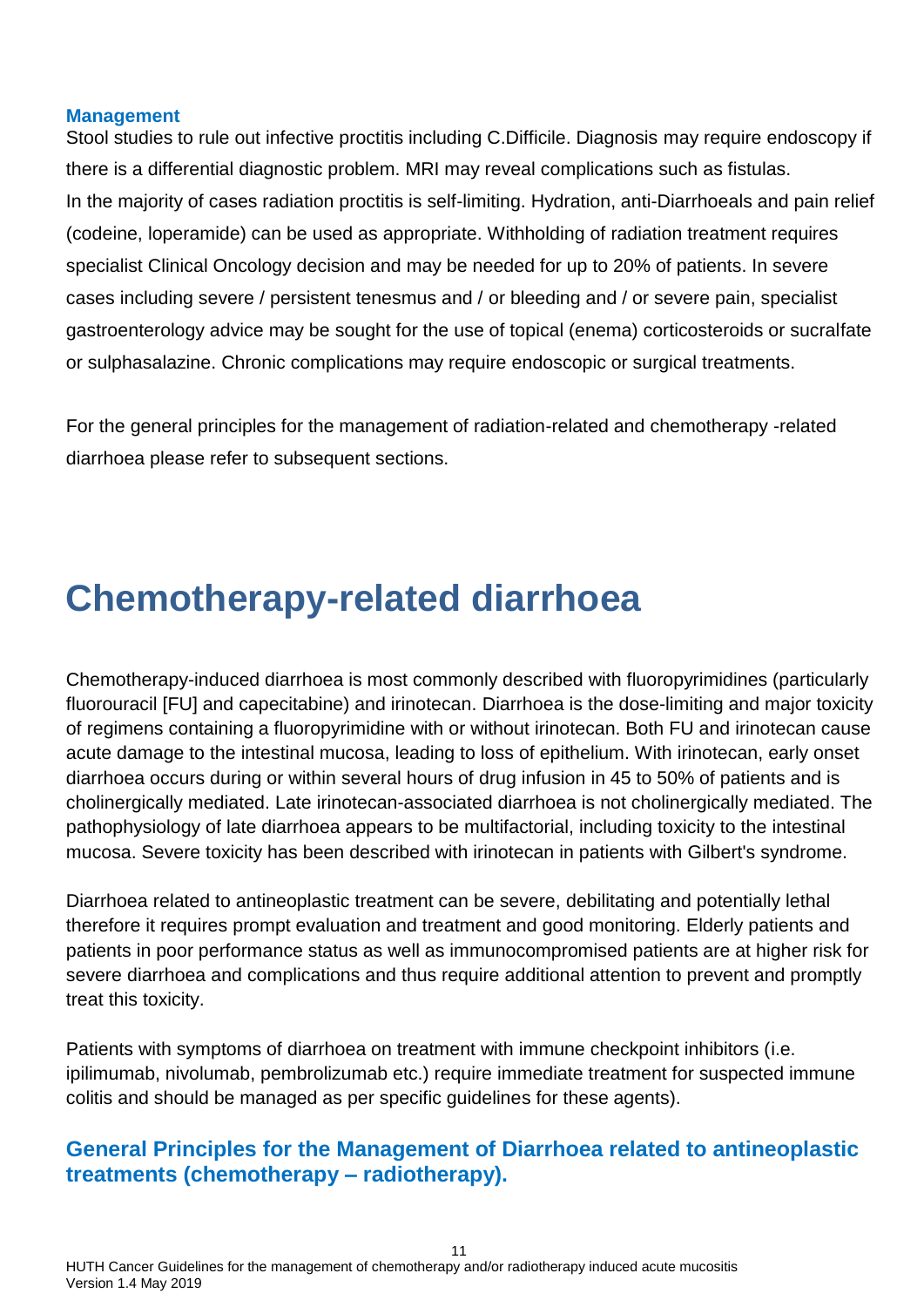### Management

Stool studies to rule out infective proctitis including C.Difficile. Diagnosis may require endoscopy if there is a differential diagnostic problem. MRI may reveal complications such as fistulas.
In the majority of cases radiation proctitis is self-limiting. Hydration, anti-Diarrhoeals and pain relief (codeine, loperamide) can be used as appropriate. Withholding of radiation treatment requires specialist Clinical Oncology decision and may be needed for up to 20% of patients. In severe cases including severe / persistent tenesmus and / or bleeding and / or severe pain, specialist gastroenterology advice may be sought for the use of topical (enema) corticosteroids or sucralfate or sulphasalazine. Chronic complications may require endoscopic or surgical treatments.

For the general principles for the management of radiation-related and chemotherapy -related diarrhoea please refer to subsequent sections.

# Chemotherapy-related diarrhoea

Chemotherapy-induced diarrhoea is most commonly described with fluoropyrimidines (particularly fluorouracil [FU] and capecitabine) and irinotecan. Diarrhoea is the dose-limiting and major toxicity of regimens containing a fluoropyrimidine with or without irinotecan. Both FU and irinotecan cause acute damage to the intestinal mucosa, leading to loss of epithelium. With irinotecan, early onset diarrhoea occurs during or within several hours of drug infusion in 45 to 50% of patients and is cholinergically mediated. Late irinotecan-associated diarrhoea is not cholinergically mediated. The pathophysiology of late diarrhoea appears to be multifactorial, including toxicity to the intestinal mucosa. Severe toxicity has been described with irinotecan in patients with Gilbert's syndrome.

Diarrhoea related to antineoplastic treatment can be severe, debilitating and potentially lethal therefore it requires prompt evaluation and treatment and good monitoring. Elderly patients and patients in poor performance status as well as immunocompromised patients are at higher risk for severe diarrhoea and complications and thus require additional attention to prevent and promptly treat this toxicity.

Patients with symptoms of diarrhoea on treatment with immune checkpoint inhibitors (i.e. ipilimumab, nivolumab, pembrolizumab etc.) require immediate treatment for suspected immune colitis and should be managed as per specific guidelines for these agents).

## General Principles for the Management of Diarrhoea related to antineoplastic treatments (chemotherapy – radiotherapy).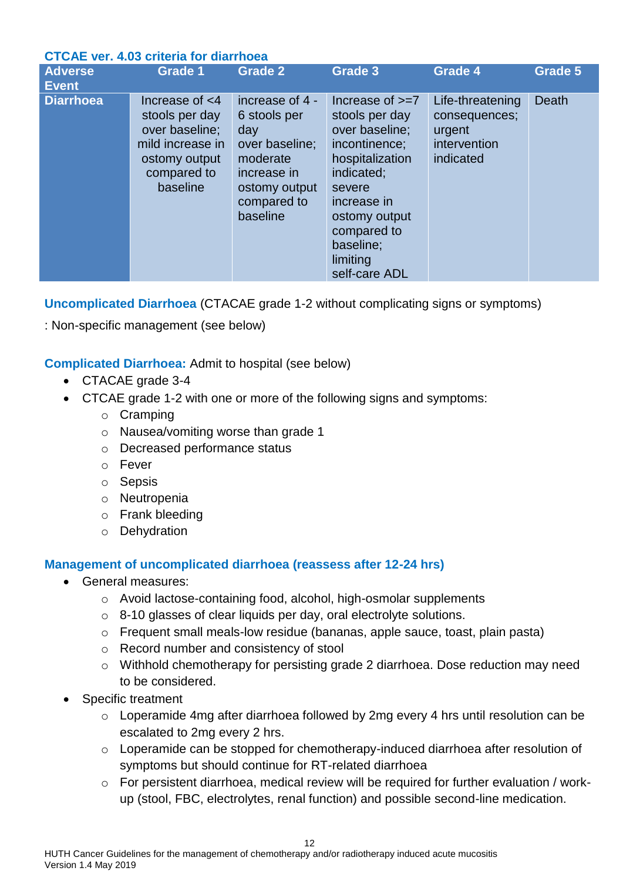### CTCAE ver. 4.03 criteria for diarrhoea

| Adverse Event | Grade 1 | Grade 2 | Grade 3 | Grade 4 | Grade 5 |
|---|---|---|---|---|---|
| **Diarrhoea** | Increase of <4 stools per day over baseline; mild increase in ostomy output compared to baseline | increase of 4 - 6 stools per day over baseline; moderate increase in ostomy output compared to baseline | Increase of >=7 stools per day over baseline; incontinence; hospitalization indicated; severe increase in ostomy output compared to baseline; limiting self-care ADL | Life-threatening consequences; urgent intervention indicated | Death |

**Uncomplicated Diarrhoea** (CTACAE grade 1-2 without complicating signs or symptoms)

: Non-specific management (see below)

**Complicated Diarrhoea:** Admit to hospital (see below)

- CTACAE grade 3-4
- CTCAE grade 1-2 with one or more of the following signs and symptoms:
  - Cramping
  - Nausea/vomiting worse than grade 1
  - Decreased performance status
  - Fever
  - Sepsis
  - Neutropenia
  - Frank bleeding
  - Dehydration

### Management of uncomplicated diarrhoea (reassess after 12-24 hrs)

- General measures:
  - Avoid lactose-containing food, alcohol, high-osmolar supplements
  - 8-10 glasses of clear liquids per day, oral electrolyte solutions.
  - Frequent small meals-low residue (bananas, apple sauce, toast, plain pasta)
  - Record number and consistency of stool
  - Withhold chemotherapy for persisting grade 2 diarrhoea. Dose reduction may need to be considered.
- Specific treatment
  - Loperamide 4mg after diarrhoea followed by 2mg every 4 hrs until resolution can be escalated to 2mg every 2 hrs.
  - Loperamide can be stopped for chemotherapy-induced diarrhoea after resolution of symptoms but should continue for RT-related diarrhoea
  - For persistent diarrhoea, medical review will be required for further evaluation / work-up (stool, FBC, electrolytes, renal function) and possible second-line medication.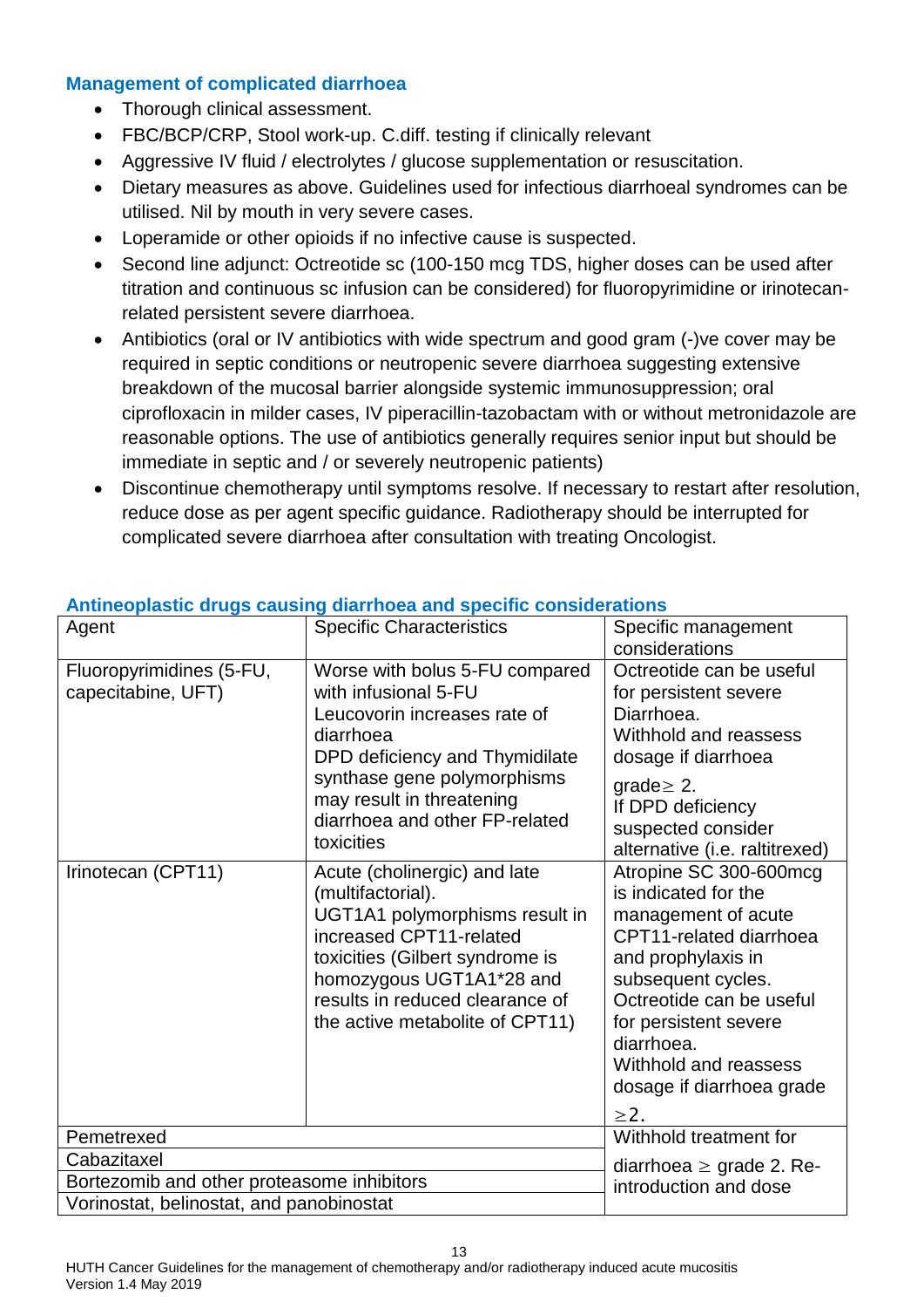### Management of complicated diarrhoea

- Thorough clinical assessment.
- FBC/BCP/CRP, Stool work-up. C.diff. testing if clinically relevant
- Aggressive IV fluid / electrolytes / glucose supplementation or resuscitation.
- Dietary measures as above. Guidelines used for infectious diarrhoeal syndromes can be utilised. Nil by mouth in very severe cases.
- Loperamide or other opioids if no infective cause is suspected.
- Second line adjunct: Octreotide sc (100-150 mcg TDS, higher doses can be used after titration and continuous sc infusion can be considered) for fluoropyrimidine or irinotecan-related persistent severe diarrhoea.
- Antibiotics (oral or IV antibiotics with wide spectrum and good gram (-)ve cover may be required in septic conditions or neutropenic severe diarrhoea suggesting extensive breakdown of the mucosal barrier alongside systemic immunosuppression; oral ciprofloxacin in milder cases, IV piperacillin-tazobactam with or without metronidazole are reasonable options. The use of antibiotics generally requires senior input but should be immediate in septic and / or severely neutropenic patients)
- Discontinue chemotherapy until symptoms resolve. If necessary to restart after resolution, reduce dose as per agent specific guidance. Radiotherapy should be interrupted for complicated severe diarrhoea after consultation with treating Oncologist.

### Antineoplastic drugs causing diarrhoea and specific considerations

| Agent | Specific Characteristics | Specific management considerations |
|---|---|---|
| Fluoropyrimidines (5-FU, capecitabine, UFT) | Worse with bolus 5-FU compared with infusional 5-FU<br>Leucovorin increases rate of diarrhoea<br>DPD deficiency and Thymidilate synthase gene polymorphisms may result in threatening diarrhoea and other FP-related toxicities | Octreotide can be useful for persistent severe Diarrhoea.<br>Withhold and reassess dosage if diarrhoea grade$\geq$ 2.<br>If DPD deficiency suspected consider alternative (i.e. raltitrexed) |
| Irinotecan (CPT11) | Acute (cholinergic) and late (multifactorial).<br>UGT1A1 polymorphisms result in increased CPT11-related toxicities (Gilbert syndrome is homozygous UGT1A1*28 and results in reduced clearance of the active metabolite of CPT11) | Atropine SC 300-600mcg is indicated for the management of acute CPT11-related diarrhoea and prophylaxis in subsequent cycles.<br>Octreotide can be useful for persistent severe diarrhoea.<br>Withhold and reassess dosage if diarrhoea grade $\geq$2. |
| Pemetrexed | | Withhold treatment for diarrhoea $\geq$ grade 2. Re-introduction and dose |
| Cabazitaxel | | |
| Bortezomib and other proteasome inhibitors | | |
| Vorinostat, belinostat, and panobinostat | | |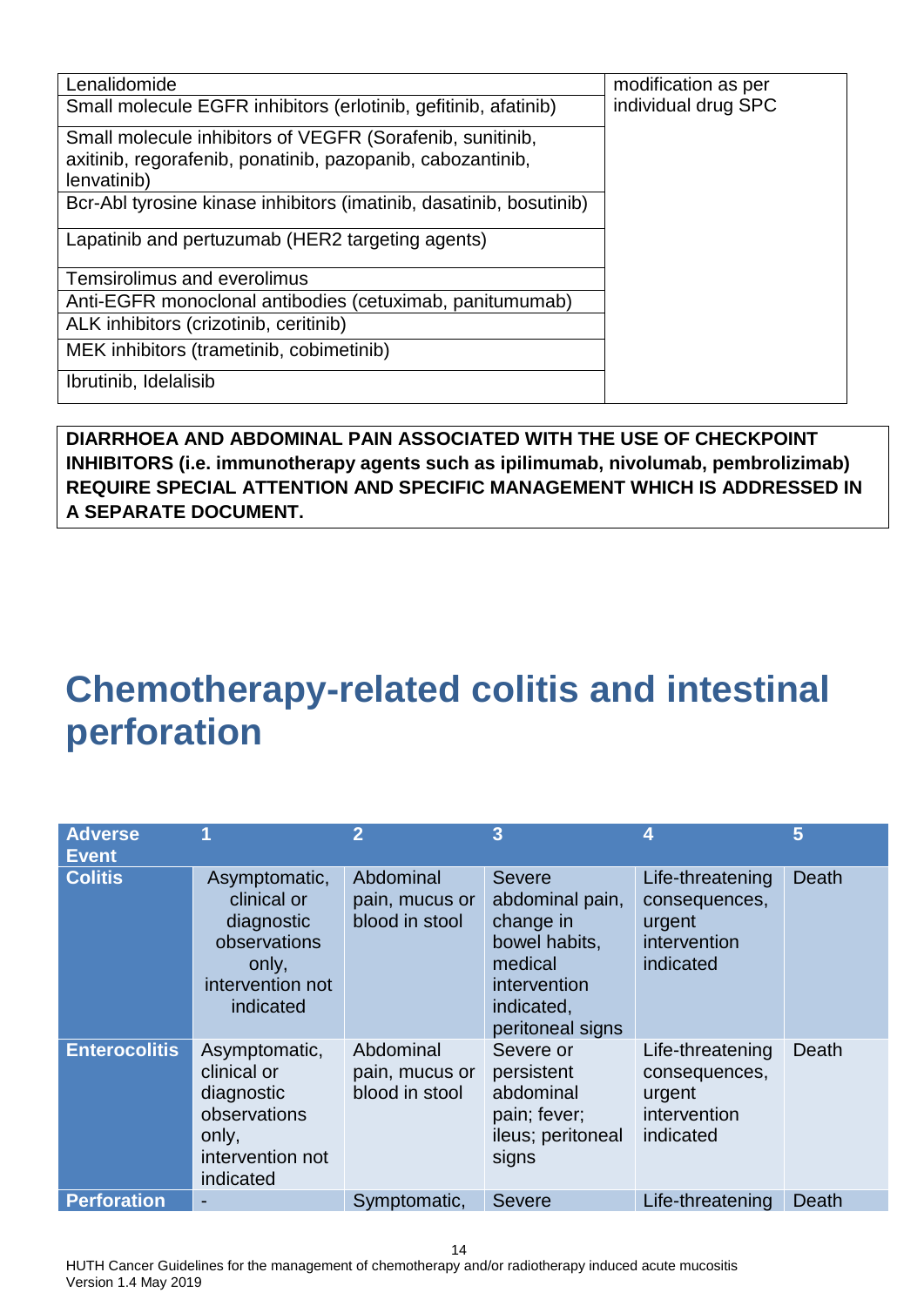| | |
|---|---|
| Lenalidomide | modification as per individual drug SPC |
| Small molecule EGFR inhibitors (erlotinib, gefitinib, afatinib) | |
| Small molecule inhibitors of VEGFR (Sorafenib, sunitinib, axitinib, regorafenib, ponatinib, pazopanib, cabozantinib, lenvatinib) | |
| Bcr-Abl tyrosine kinase inhibitors (imatinib, dasatinib, bosutinib) | |
| Lapatinib and pertuzumab (HER2 targeting agents) | |
| Temsirolimus and everolimus | |
| Anti-EGFR monoclonal antibodies (cetuximab, panitumumab) | |
| ALK inhibitors (crizotinib, ceritinib) | |
| MEK inhibitors (trametinib, cobimetinib) | |
| Ibrutinib, Idelalisib | |

**DIARRHOEA AND ABDOMINAL PAIN ASSOCIATED WITH THE USE OF CHECKPOINT INHIBITORS (i.e. immunotherapy agents such as ipilimumab, nivolumab, pembrolizimab) REQUIRE SPECIAL ATTENTION AND SPECIFIC MANAGEMENT WHICH IS ADDRESSED IN A SEPARATE DOCUMENT.**

# Chemotherapy-related colitis and intestinal perforation

| Adverse Event | 1 | 2 | 3 | 4 | 5 |
|---|---|---|---|---|---|
| **Colitis** | Asymptomatic, clinical or diagnostic observations only, intervention not indicated | Abdominal pain, mucus or blood in stool | Severe abdominal pain, change in bowel habits, medical intervention indicated, peritoneal signs | Life-threatening consequences, urgent intervention indicated | Death |
| **Enterocolitis** | Asymptomatic, clinical or diagnostic observations only, intervention not indicated | Abdominal pain, mucus or blood in stool | Severe or persistent abdominal pain; fever; ileus; peritoneal signs | Life-threatening consequences, urgent intervention indicated | Death |
| **Perforation** | - | Symptomatic, | Severe | Life-threatening | Death |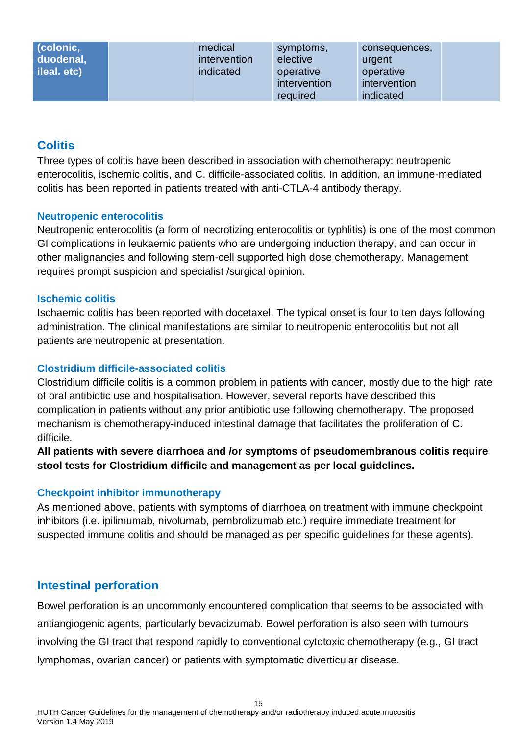| (colonic, duodenal, ileal. etc) | | medical intervention indicated | symptoms, elective operative intervention required | consequences, urgent operative intervention indicated | |
|---|---|---|---|---|---|

## Colitis

Three types of colitis have been described in association with chemotherapy: neutropenic enterocolitis, ischemic colitis, and C. difficile-associated colitis. In addition, an immune-mediated colitis has been reported in patients treated with anti-CTLA-4 antibody therapy.

### Neutropenic enterocolitis

Neutropenic enterocolitis (a form of necrotizing enterocolitis or typhlitis) is one of the most common GI complications in leukaemic patients who are undergoing induction therapy, and can occur in other malignancies and following stem-cell supported high dose chemotherapy. Management requires prompt suspicion and specialist /surgical opinion.

### Ischemic colitis

Ischaemic colitis has been reported with docetaxel. The typical onset is four to ten days following administration. The clinical manifestations are similar to neutropenic enterocolitis but not all patients are neutropenic at presentation.

### Clostridium difficile-associated colitis

Clostridium difficile colitis is a common problem in patients with cancer, mostly due to the high rate of oral antibiotic use and hospitalisation. However, several reports have described this complication in patients without any prior antibiotic use following chemotherapy. The proposed mechanism is chemotherapy-induced intestinal damage that facilitates the proliferation of C. difficile.

**All patients with severe diarrhoea and /or symptoms of pseudomembranous colitis require stool tests for Clostridium difficile and management as per local guidelines.**

### Checkpoint inhibitor immunotherapy

As mentioned above, patients with symptoms of diarrhoea on treatment with immune checkpoint inhibitors (i.e. ipilimumab, nivolumab, pembrolizumab etc.) require immediate treatment for suspected immune colitis and should be managed as per specific guidelines for these agents).

## Intestinal perforation

Bowel perforation is an uncommonly encountered complication that seems to be associated with antiangiogenic agents, particularly bevacizumab. Bowel perforation is also seen with tumours involving the GI tract that respond rapidly to conventional cytotoxic chemotherapy (e.g., GI tract lymphomas, ovarian cancer) or patients with symptomatic diverticular disease.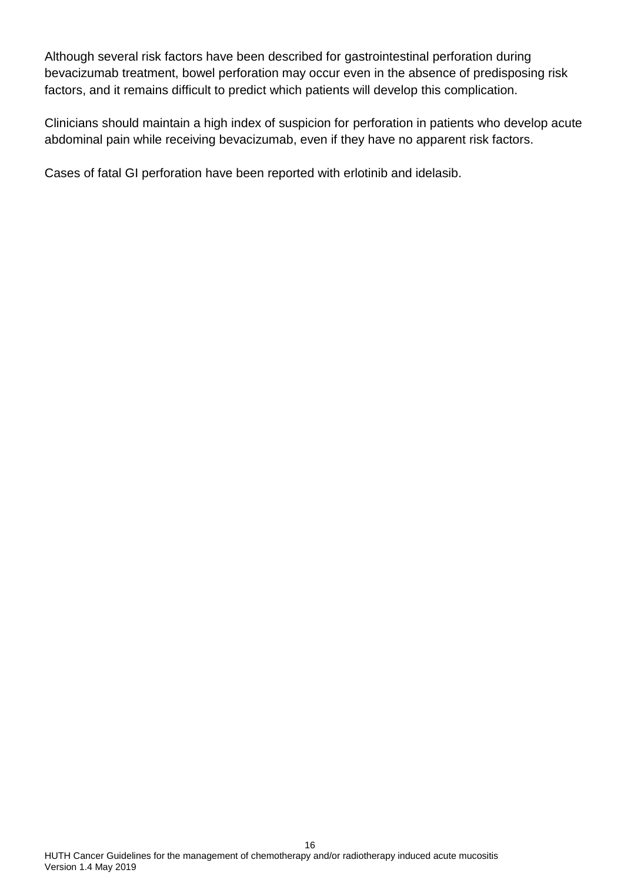Although several risk factors have been described for gastrointestinal perforation during bevacizumab treatment, bowel perforation may occur even in the absence of predisposing risk factors, and it remains difficult to predict which patients will develop this complication.

Clinicians should maintain a high index of suspicion for perforation in patients who develop acute abdominal pain while receiving bevacizumab, even if they have no apparent risk factors.

Cases of fatal GI perforation have been reported with erlotinib and idelasib.